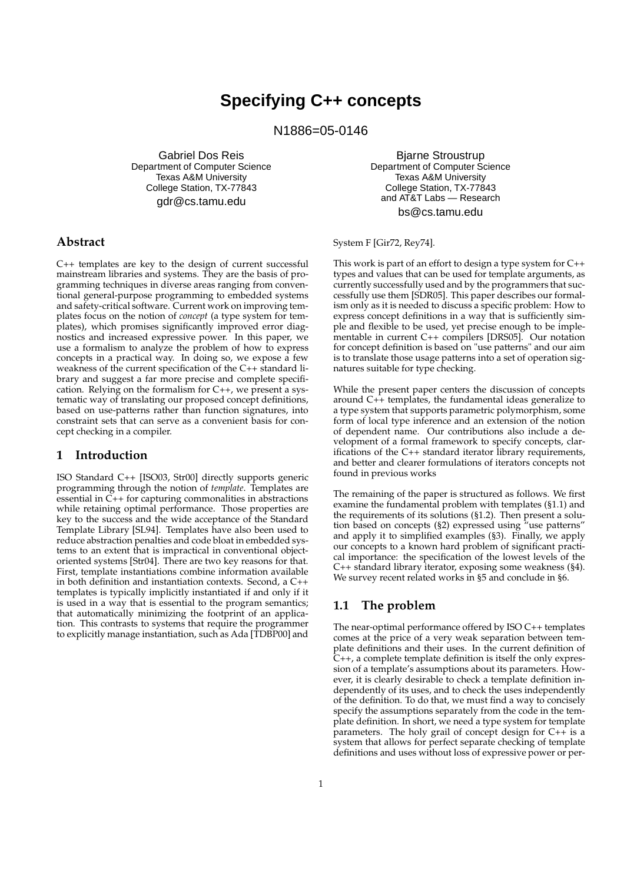# Specifying C++ concepts

N1886=05-0146

Gabriel Dos Reis
Department of Computer Science
Texas A&M University
College Station, TX-77843
gdr@cs.tamu.edu

Bjarne Stroustrup
Department of Computer Science
Texas A&M University
College Station, TX-77843
and AT&T Labs — Research
bs@cs.tamu.edu

## Abstract

C++ templates are key to the design of current successful mainstream libraries and systems. They are the basis of programming techniques in diverse areas ranging from conventional general-purpose programming to embedded systems and safety-critical software. Current work on improving templates focus on the notion of *concept* (a type system for templates), which promises significantly improved error diagnostics and increased expressive power. In this paper, we use a formalism to analyze the problem of how to express concepts in a practical way. In doing so, we expose a few weakness of the current specification of the C++ standard library and suggest a far more precise and complete specification. Relying on the formalism for C++, we present a systematic way of translating our proposed concept definitions, based on use-patterns rather than function signatures, into constraint sets that can serve as a convenient basis for concept checking in a compiler.

## 1 Introduction

ISO Standard C++ [ISO03, Str00] directly supports generic programming through the notion of *template*. Templates are essential in C++ for capturing commonalities in abstractions while retaining optimal performance. Those properties are key to the success and the wide acceptance of the Standard Template Library [SL94]. Templates have also been used to reduce abstraction penalties and code bloat in embedded systems to an extent that is impractical in conventional object-oriented systems [Str04]. There are two key reasons for that. First, template instantiations combine information available in both definition and instantiation contexts. Second, a C++ templates is typically implicitly instantiated if and only if it is used in a way that is essential to the program semantics; that automatically minimizing the footprint of an application. This contrasts to systems that require the programmer to explicitly manage instantiation, such as Ada [TDBP00] and System F [Gir72, Rey74].

This work is part of an effort to design a type system for C++ types and values that can be used for template arguments, as currently successfully used and by the programmers that successfully use them [SDR05]. This paper describes our formalism only as it is needed to discuss a specific problem: How to express concept definitions in a way that is sufficiently simple and flexible to be used, yet precise enough to be implementable in current C++ compilers [DRS05]. Our notation for concept definition is based on "use patterns" and our aim is to translate those usage patterns into a set of operation signatures suitable for type checking.

While the present paper centers the discussion of concepts around C++ templates, the fundamental ideas generalize to a type system that supports parametric polymorphism, some form of local type inference and an extension of the notion of dependent name. Our contributions also include a development of a formal framework to specify concepts, clarifications of the C++ standard iterator library requirements, and better and clearer formulations of iterators concepts not found in previous works

The remaining of the paper is structured as follows. We first examine the fundamental problem with templates (§1.1) and the requirements of its solutions (§1.2). Then present a solution based on concepts (§2) expressed using "use patterns" and apply it to simplified examples (§3). Finally, we apply our concepts to a known hard problem of significant practical importance: the specification of the lowest levels of the C++ standard library iterator, exposing some weakness (§4). We survey recent related works in §5 and conclude in §6.

### 1.1 The problem

The near-optimal performance offered by ISO C++ templates comes at the price of a very weak separation between template definitions and their uses. In the current definition of C++, a complete template definition is itself the only expression of a template's assumptions about its parameters. However, it is clearly desirable to check a template definition independently of its uses, and to check the uses independently of the definition. To do that, we must find a way to concisely specify the assumptions separately from the code in the template definition. In short, we need a type system for template parameters. The holy grail of concept design for C++ is a system that allows for perfect separate checking of template definitions and uses without loss of expressive power or per-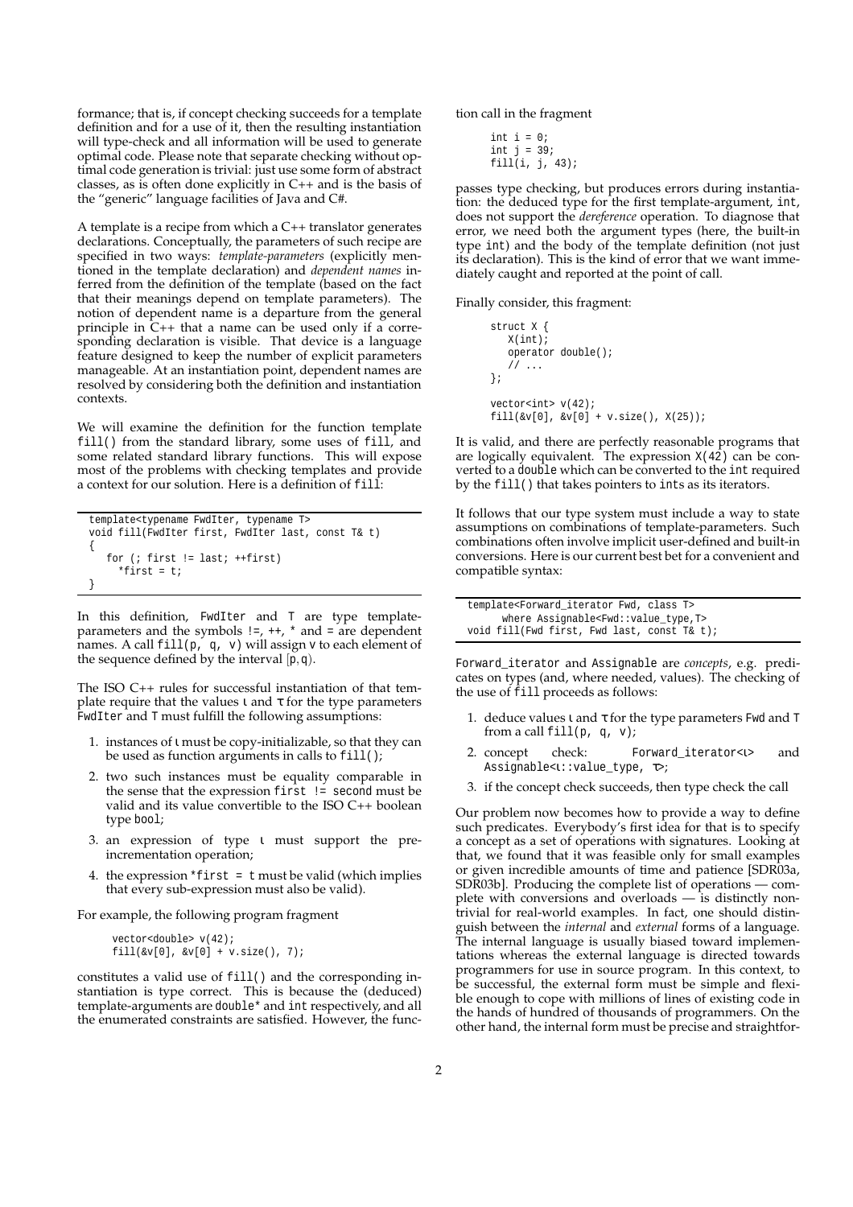formance; that is, if concept checking succeeds for a template definition and for a use of it, then the resulting instantiation will type-check and all information will be used to generate optimal code. Please note that separate checking without optimal code generation is trivial: just use some form of abstract classes, as is often done explicitly in C++ and is the basis of the "generic" language facilities of Java and C#.

A template is a recipe from which a C++ translator generates declarations. Conceptually, the parameters of such recipe are specified in two ways: *template-parameters* (explicitly mentioned in the template declaration) and *dependent names* inferred from the definition of the template (based on the fact that their meanings depend on template parameters). The notion of dependent name is a departure from the general principle in C++ that a name can be used only if a corresponding declaration is visible. That device is a language feature designed to keep the number of explicit parameters manageable. At an instantiation point, dependent names are resolved by considering both the definition and instantiation contexts.

We will examine the definition for the function template `fill()` from the standard library, some uses of `fill`, and some related standard library functions. This will expose most of the problems with checking templates and provide a context for our solution. Here is a definition of `fill`:

```
template<typename FwdIter, typename T>
void fill(FwdIter first, FwdIter last, const T& t)
{
   for (; first != last; ++first)
     *first = t;
}
```

In this definition, `FwdIter` and `T` are type template-parameters and the symbols `!=`, `++`, `*` and `=` are dependent names. A call `fill(p, q, v)` will assign `v` to each element of the sequence defined by the interval $[p, q)$.

The ISO C++ rules for successful instantiation of that template require that the values $\iota$ and $\tau$ for the type parameters `FwdIter` and `T` must fulfill the following assumptions:

1. instances of $\iota$ must be copy-initializable, so that they can be used as function arguments in calls to `fill()`;
2. two such instances must be equality comparable in the sense that the expression `first != second` must be valid and its value convertible to the ISO C++ boolean type `bool`;
3. an expression of type $\iota$ must support the pre-incrementation operation;
4. the expression `*first = t` must be valid (which implies that every sub-expression must also be valid).

For example, the following program fragment

```
vector<double> v(42);
fill(&v[0], &v[0] + v.size(), 7);
```

constitutes a valid use of `fill()` and the corresponding instantiation is type correct. This is because the (deduced) template-arguments are `double*` and `int` respectively, and all the enumerated constraints are satisfied. However, the function call in the fragment

```
int i = 0;
int j = 39;
fill(i, j, 43);
```

passes type checking, but produces errors during instantiation: the deduced type for the first template-argument, `int`, does not support the *dereference* operation. To diagnose that error, we need both the argument types (here, the built-in type `int`) and the body of the template definition (not just its declaration). This is the kind of error that we want immediately caught and reported at the point of call.

Finally consider, this fragment:

```
struct X {
   X(int);
   operator double();
   // ...
};

vector<int> v(42);
fill(&v[0], &v[0] + v.size(), X(25));
```

It is valid, and there are perfectly reasonable programs that are logically equivalent. The expression `X(42)` can be converted to a `double` which can be converted to the `int` required by the `fill()` that takes pointers to `int`s as its iterators.

It follows that our type system must include a way to state assumptions on combinations of template-parameters. Such combinations often involve implicit user-defined and built-in conversions. Here is our current best bet for a convenient and compatible syntax:

```
template<Forward_iterator Fwd, class T>
      where Assignable<Fwd::value_type,T>
void fill(Fwd first, Fwd last, const T& t);
```

`Forward_iterator` and `Assignable` are *concepts*, e.g. predicates on types (and, where needed, values). The checking of the use of `fill` proceeds as follows:

1. deduce values $\iota$ and $\tau$ for the type parameters `Fwd` and `T` from a call `fill(p, q, v)`;
2. concept check: `Forward_iterator<`$\iota$`>` and `Assignable<`$\iota$`::value_type, `$\tau$`>`;
3. if the concept check succeeds, then type check the call

Our problem now becomes how to provide a way to define such predicates. Everybody's first idea for that is to specify a concept as a set of operations with signatures. Looking at that, we found that it was feasible only for small examples or given incredible amounts of time and patience [SDR03a, SDR03b]. Producing the complete list of operations — complete with conversions and overloads — is distinctly nontrivial for real-world examples. In fact, one should distinguish between the *internal* and *external* forms of a language. The internal language is usually biased toward implementations whereas the external language is directed towards programmers for use in source program. In this context, to be successful, the external form must be simple and flexible enough to cope with millions of lines of existing code in the hands of hundred of thousands of programmers. On the other hand, the internal form must be precise and straightfor-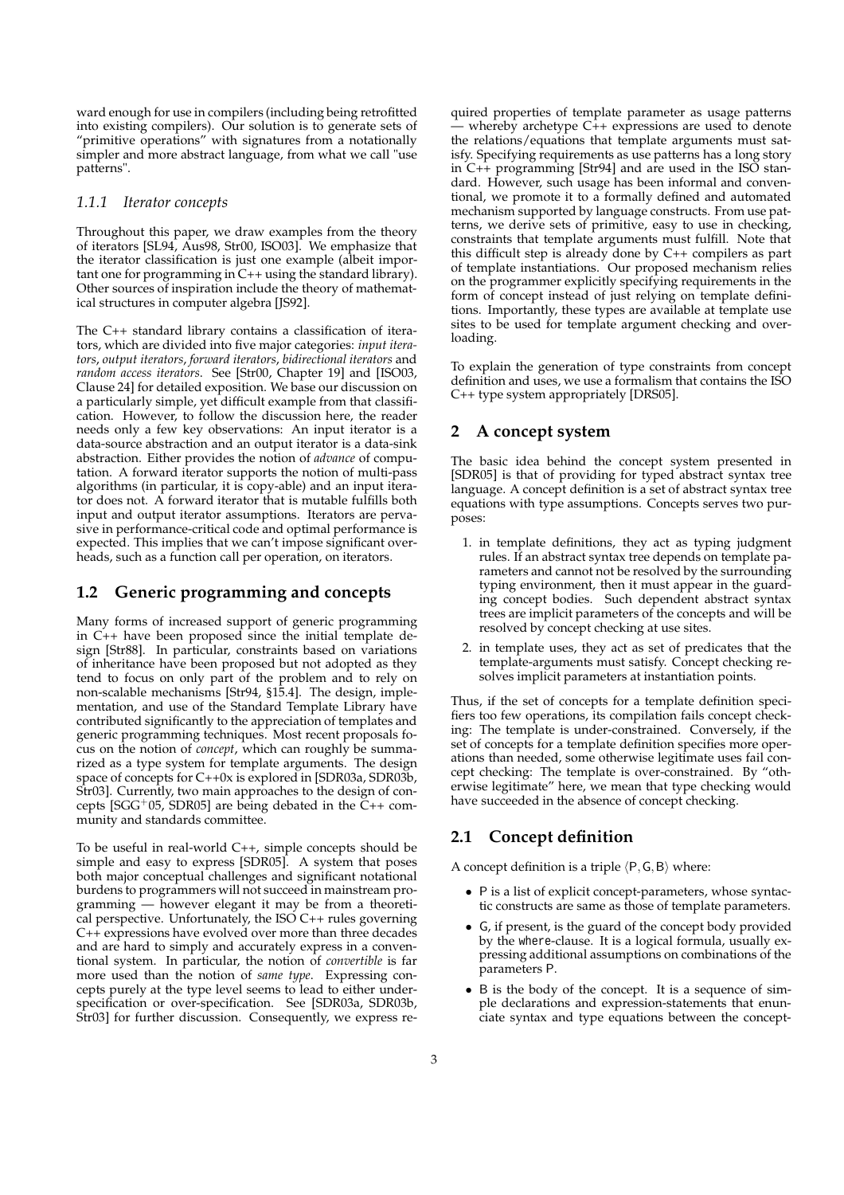ward enough for use in compilers (including being retrofitted into existing compilers). Our solution is to generate sets of "primitive operations" with signatures from a notationally simpler and more abstract language, from what we call "use patterns".

#### 1.1.1 Iterator concepts

Throughout this paper, we draw examples from the theory of iterators [SL94, Aus98, Str00, ISO03]. We emphasize that the iterator classification is just one example (albeit important one for programming in C++ using the standard library). Other sources of inspiration include the theory of mathematical structures in computer algebra [JS92].

The C++ standard library contains a classification of iterators, which are divided into five major categories: *input iterators*, *output iterators*, *forward iterators*, *bidirectional iterators* and *random access iterators*. See [Str00, Chapter 19] and [ISO03, Clause 24] for detailed exposition. We base our discussion on a particularly simple, yet difficult example from that classification. However, to follow the discussion here, the reader needs only a few key observations: An input iterator is a data-source abstraction and an output iterator is a data-sink abstraction. Either provides the notion of *advance* of computation. A forward iterator supports the notion of multi-pass algorithms (in particular, it is copy-able) and an input iterator does not. A forward iterator that is mutable fulfills both input and output iterator assumptions. Iterators are pervasive in performance-critical code and optimal performance is expected. This implies that we can't impose significant overheads, such as a function call per operation, on iterators.

### 1.2 Generic programming and concepts

Many forms of increased support of generic programming in C++ have been proposed since the initial template design [Str88]. In particular, constraints based on variations of inheritance have been proposed but not adopted as they tend to focus on only part of the problem and to rely on non-scalable mechanisms [Str94, §15.4]. The design, implementation, and use of the Standard Template Library have contributed significantly to the appreciation of templates and generic programming techniques. Most recent proposals focus on the notion of *concept*, which can roughly be summarized as a type system for template arguments. The design space of concepts for C++0x is explored in [SDR03a, SDR03b, Str03]. Currently, two main approaches to the design of concepts [SGG⁺05, SDR05] are being debated in the C++ community and standards committee.

To be useful in real-world C++, simple concepts should be simple and easy to express [SDR05]. A system that poses both major conceptual challenges and significant notational burdens to programmers will not succeed in mainstream programming — however elegant it may be from a theoretical perspective. Unfortunately, the ISO C++ rules governing C++ expressions have evolved over more than three decades and are hard to simply and accurately express in a conventional system. In particular, the notion of *convertible* is far more used than the notion of *same type*. Expressing concepts purely at the type level seems to lead to either underspecification or over-specification. See [SDR03a, SDR03b, Str03] for further discussion. Consequently, we express required properties of template parameter as usage patterns — whereby archetype C++ expressions are used to denote the relations/equations that template arguments must satisfy. Specifying requirements as use patterns has a long story in C++ programming [Str94] and are used in the ISO standard. However, such usage has been informal and conventional, we promote it to a formally defined and automated mechanism supported by language constructs. From use patterns, we derive sets of primitive, easy to use in checking, constraints that template arguments must fulfill. Note that this difficult step is already done by C++ compilers as part of template instantiations. Our proposed mechanism relies on the programmer explicitly specifying requirements in the form of concept instead of just relying on template definitions. Importantly, these types are available at template use sites to be used for template argument checking and overloading.

To explain the generation of type constraints from concept definition and uses, we use a formalism that contains the ISO C++ type system appropriately [DRS05].

## 2 A concept system

The basic idea behind the concept system presented in [SDR05] is that of providing for typed abstract syntax tree language. A concept definition is a set of abstract syntax tree equations with type assumptions. Concepts serves two purposes:

1. in template definitions, they act as typing judgment rules. If an abstract syntax tree depends on template parameters and cannot not be resolved by the surrounding typing environment, then it must appear in the guarding concept bodies. Such dependent abstract syntax trees are implicit parameters of the concepts and will be resolved by concept checking at use sites.
2. in template uses, they act as set of predicates that the template-arguments must satisfy. Concept checking resolves implicit parameters at instantiation points.

Thus, if the set of concepts for a template definition specifiers too few operations, its compilation fails concept checking: The template is under-constrained. Conversely, if the set of concepts for a template definition specifies more operations than needed, some otherwise legitimate uses fail concept checking: The template is over-constrained. By "otherwise legitimate" here, we mean that type checking would have succeeded in the absence of concept checking.

### 2.1 Concept definition

A concept definition is a triple $\langle P, G, B \rangle$ where:

- P is a list of explicit concept-parameters, whose syntactic constructs are same as those of template parameters.
- G, if present, is the guard of the concept body provided by the `where`-clause. It is a logical formula, usually expressing additional assumptions on combinations of the parameters P.
- B is the body of the concept. It is a sequence of simple declarations and expression-statements that enunciate syntax and type equations between the concept-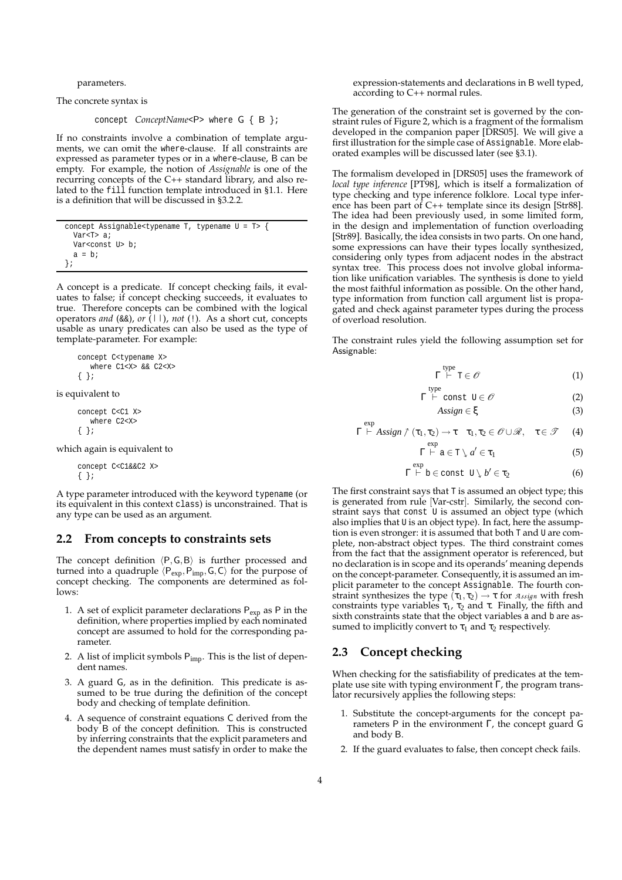parameters.

The concrete syntax is

```
concept ConceptName<P> where G { B };
```

If no constraints involve a combination of template arguments, we can omit the where-clause. If all constraints are expressed as parameter types or in a where-clause, B can be empty. For example, the notion of *Assignable* is one of the recurring concepts of the C++ standard library, and also related to the fill function template introduced in §1.1. Here is a definition that will be discussed in §3.2.2.

```
concept Assignable<typename T, typename U = T> {
  Var<T> a;
  Var<const U> b;
  a = b;
};
```

A concept is a predicate. If concept checking fails, it evaluates to false; if concept checking succeeds, it evaluates to true. Therefore concepts can be combined with the logical operators *and* (&&), *or* (||), *not* (!). As a short cut, concepts usable as unary predicates can also be used as the type of template-parameter. For example:

```
concept C<typename X>
   where C1<X> && C2<X>
{ };
```

is equivalent to

```
concept C<C1 X>
   where C2<X>
{ };
```

which again is equivalent to

```
concept C<C1&&C2 X>
{ };
```

A type parameter introduced with the keyword typename (or its equivalent in this context class) is unconstrained. That is any type can be used as an argument.

## 2.2 From concepts to constraints sets

The concept definition $\langle \mathsf{P}, \mathsf{G}, \mathsf{B} \rangle$ is further processed and turned into a quadruple $\langle \mathsf{P}_{\text{exp}}, \mathsf{P}_{\text{imp}}, \mathsf{G}, \mathsf{C} \rangle$ for the purpose of concept checking. The components are determined as follows:

1. A set of explicit parameter declarations $\mathsf{P}_{\text{exp}}$ as P in the definition, where properties implied by each nominated concept are assumed to hold for the corresponding parameter.
2. A list of implicit symbols $\mathsf{P}_{\text{imp}}$. This is the list of dependent names.
3. A guard G, as in the definition. This predicate is assumed to be true during the definition of the concept body and checking of template definition.
4. A sequence of constraint equations C derived from the body B of the concept definition. This is constructed by inferring constraints that the explicit parameters and the dependent names must satisfy in order to make the expression-statements and declarations in B well typed, according to C++ normal rules.

The generation of the constraint set is governed by the constraint rules of Figure 2, which is a fragment of the formalism developed in the companion paper [DRS05]. We will give a first illustration for the simple case of Assignable. More elaborated examples will be discussed later (see §3.1).

The formalism developed in [DRS05] uses the framework of *local type inference* [PT98], which is itself a formalization of type checking and type inference folklore. Local type inference has been part of C++ template since its design [Str88]. The idea had been previously used, in some limited form, in the design and implementation of function overloading [Str89]. Basically, the idea consists in two parts. On one hand, some expressions can have their types locally synthesized, considering only types from adjacent nodes in the abstract syntax tree. This process does not involve global information like unification variables. The synthesis is done to yield the most faithful information as possible. On the other hand, type information from function call argument list is propagated and check against parameter types during the process of overload resolution.

The constraint rules yield the following assumption set for Assignable:

$$\Gamma \overset{\text{type}}{\vdash} \mathtt{T} \in \mathscr{O} \tag{1}$$

$$\Gamma \overset{\text{type}}{\vdash} \mathtt{const\ U} \in \mathscr{O} \tag{2}$$

$$\mathit{Assign} \in \xi \tag{3}$$

$$\Gamma \overset{\text{exp}}{\vdash} \mathit{Assign} \nearrow (\tau_1, \tau_2) \to \tau \quad \tau_1, \tau_2 \in \mathscr{O} \cup \mathscr{R}, \quad \tau \in \mathscr{T} \tag{4}$$

$$\Gamma \overset{\text{exp}}{\vdash} \mathtt{a} \in \mathtt{T} \searrow a' \in \tau_1 \tag{5}$$

$$\Gamma \overset{\text{exp}}{\vdash} \mathtt{b} \in \mathtt{const\ U} \searrow b' \in \tau_2 \tag{6}$$

The first constraint says that T is assumed an object type; this is generated from rule [Var-cstr]. Similarly, the second constraint says that const U is assumed an object type (which also implies that U is an object type). In fact, here the assumption is even stronger: it is assumed that both T and U are complete, non-abstract object types. The third constraint comes from the fact that the assignment operator is referenced, but no declaration is in scope and its operands' meaning depends on the concept-parameter. Consequently, it is assumed an implicit parameter to the concept Assignable. The fourth constraint synthesizes the type $(\tau_1, \tau_2) \to \tau$ for $\mathscr{A}ssign$ with fresh constraints type variables $\tau_1$, $\tau_2$ and $\tau$. Finally, the fifth and sixth constraints state that the object variables a and b are assumed to implicitly convert to $\tau_1$ and $\tau_2$ respectively.

## 2.3 Concept checking

When checking for the satisfiability of predicates at the template use site with typing environment $\Gamma$, the program translator recursively applies the following steps:

1. Substitute the concept-arguments for the concept parameters P in the environment $\Gamma$, the concept guard G and body B.
2. If the guard evaluates to false, then concept check fails.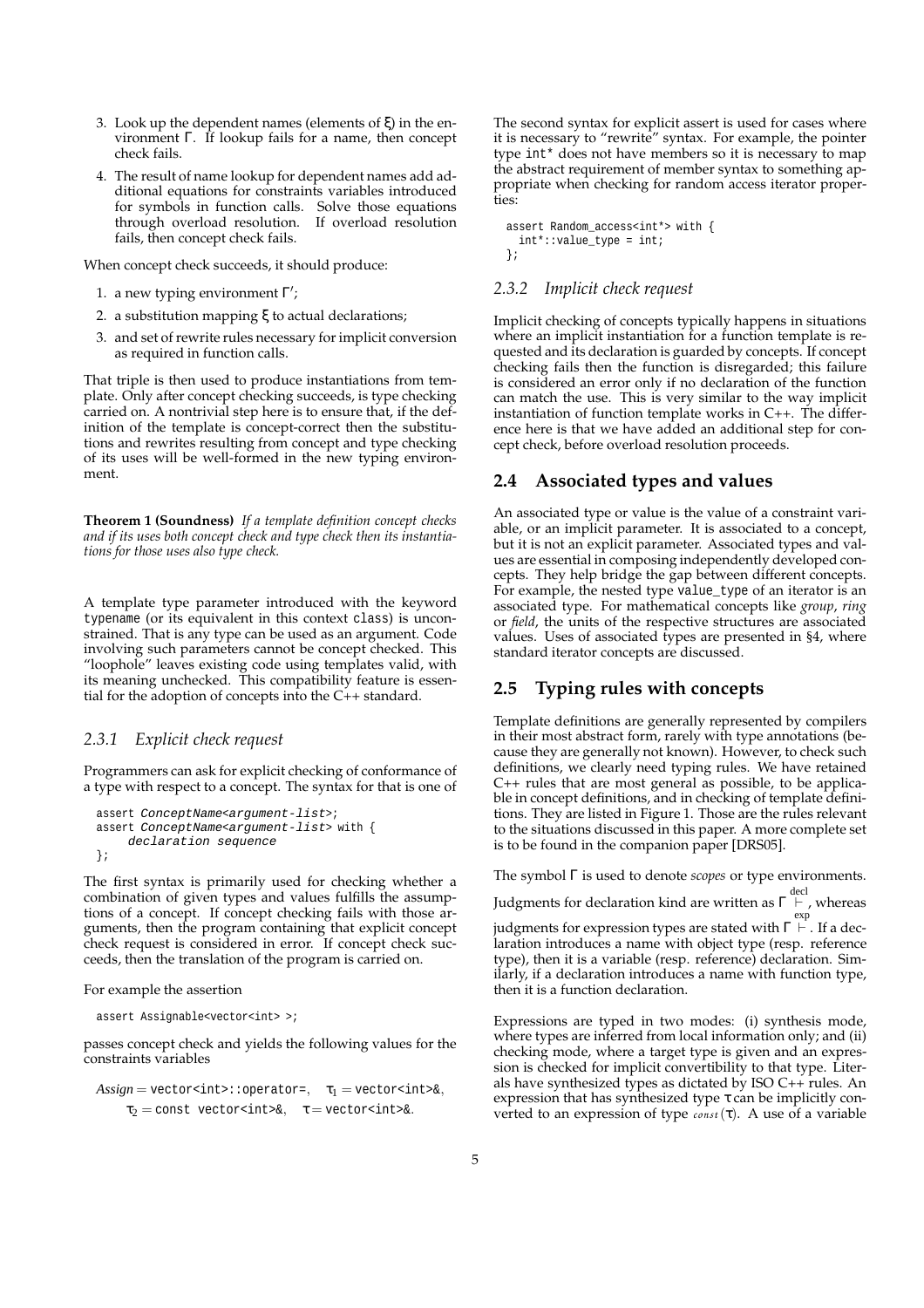3. Look up the dependent names (elements of $\xi$) in the environment $\Gamma$. If lookup fails for a name, then concept check fails.
4. The result of name lookup for dependent names add additional equations for constraints variables introduced for symbols in function calls. Solve those equations through overload resolution. If overload resolution fails, then concept check fails.

When concept check succeeds, it should produce:

1. a new typing environment $\Gamma'$;
2. a substitution mapping $\xi$ to actual declarations;
3. and set of rewrite rules necessary for implicit conversion as required in function calls.

That triple is then used to produce instantiations from template. Only after concept checking succeeds, is type checking carried on. A nontrivial step here is to ensure that, if the definition of the template is concept-correct then the substitutions and rewrites resulting from concept and type checking of its uses will be well-formed in the new typing environment.

**Theorem 1 (Soundness)** *If a template definition concept checks and if its uses both concept check and type check then its instantiations for those uses also type check.*

A template type parameter introduced with the keyword `typename` (or its equivalent in this context `class`) is unconstrained. That is any type can be used as an argument. Code involving such parameters cannot be concept checked. This "loophole" leaves existing code using templates valid, with its meaning unchecked. This compatibility feature is essential for the adoption of concepts into the C++ standard.

### 2.3.1 Explicit check request

Programmers can ask for explicit checking of conformance of a type with respect to a concept. The syntax for that is one of

```
assert ConceptName<argument-list>;
assert ConceptName<argument-list> with {
    declaration sequence
};
```

The first syntax is primarily used for checking whether a combination of given types and values fulfills the assumptions of a concept. If concept checking fails with those arguments, then the program containing that explicit concept check request is considered in error. If concept check succeeds, then the translation of the program is carried on.

For example the assertion

```
assert Assignable<vector<int> >;
```

passes concept check and yields the following values for the constraints variables

$$Assign = \texttt{vector<int>::operator=}, \quad \tau_1 = \texttt{vector<int>\&}, \quad \tau_2 = \texttt{const vector<int>\&}, \quad \tau = \texttt{vector<int>\&}.$$

The second syntax for explicit assert is used for cases where it is necessary to "rewrite" syntax. For example, the pointer type `int*` does not have members so it is necessary to map the abstract requirement of member syntax to something appropriate when checking for random access iterator properties:

```
assert Random_access<int*> with {
  int*::value_type = int;
};
```

### 2.3.2 Implicit check request

Implicit checking of concepts typically happens in situations where an implicit instantiation for a function template is requested and its declaration is guarded by concepts. If concept checking fails then the function is disregarded; this failure is considered an error only if no declaration of the function can match the use. This is very similar to the way implicit instantiation of function template works in C++. The difference here is that we have added an additional step for concept check, before overload resolution proceeds.

## 2.4 Associated types and values

An associated type or value is the value of a constraint variable, or an implicit parameter. It is associated to a concept, but it is not an explicit parameter. Associated types and values are essential in composing independently developed concepts. They help bridge the gap between different concepts. For example, the nested type `value_type` of an iterator is an associated type. For mathematical concepts like *group*, *ring* or *field*, the units of the respective structures are associated values. Uses of associated types are presented in §4, where standard iterator concepts are discussed.

## 2.5 Typing rules with concepts

Template definitions are generally represented by compilers in their most abstract form, rarely with type annotations (because they are generally not known). However, to check such definitions, we clearly need typing rules. We have retained C++ rules that are most general as possible, to be applicable in concept definitions, and in checking of template definitions. They are listed in Figure 1. Those are the rules relevant to the situations discussed in this paper. A more complete set is to be found in the companion paper [DRS05].

The symbol $\Gamma$ is used to denote *scopes* or type environments. Judgments for declaration kind are written as $\Gamma \overset{\text{decl}}{\vdash}$, whereas judgments for expression types are stated with $\Gamma \underset{\text{exp}}{\vdash}$. If a declaration introduces a name with object type (resp. reference type), then it is a variable (resp. reference) declaration. Similarly, if a declaration introduces a name with function type, then it is a function declaration.

Expressions are typed in two modes: (i) synthesis mode, where types are inferred from local information only; and (ii) checking mode, where a target type is given and an expression is checked for implicit convertibility to that type. Literals have synthesized types as dictated by ISO C++ rules. An expression that has synthesized type $\tau$ can be implicitly converted to an expression of type $_{const}(\tau)$. A use of a variable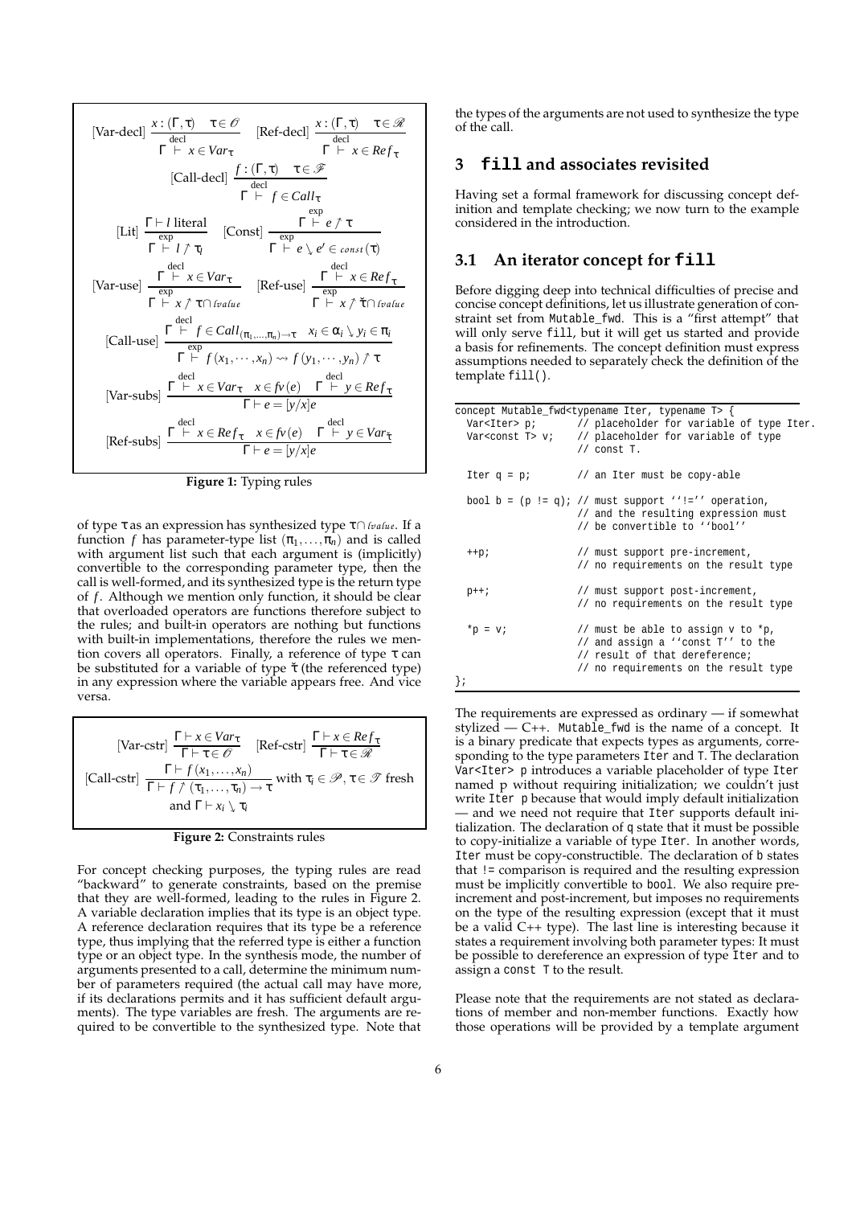$$\text{[Var-decl]}\ \frac{x : (\Gamma, \tau) \quad \tau \in \mathscr{O}}{\Gamma \overset{\text{decl}}{\vdash} x \in Var_\tau} \qquad \text{[Ref-decl]}\ \frac{x : (\Gamma, \tau) \quad \tau \in \mathscr{R}}{\Gamma \overset{\text{decl}}{\vdash} x \in Ref_\tau}$$

$$\text{[Call-decl]}\ \frac{f : (\Gamma, \tau) \quad \tau \in \mathscr{F}}{\Gamma \overset{\text{decl}}{\vdash} f \in Call_\tau}$$

$$\text{[Lit]}\ \frac{\Gamma \vdash l \text{ literal}}{\Gamma \overset{\text{exp}}{\vdash} l \nearrow \tau_l} \qquad \text{[Const]}\ \frac{\Gamma \overset{\text{exp}}{\vdash} e \nearrow \tau}{\Gamma \overset{\text{exp}}{\vdash} e \searrow e' \in const(\tau)}$$

$$\text{[Var-use]}\ \frac{\Gamma \overset{\text{decl}}{\vdash} x \in Var_\tau}{\Gamma \overset{\text{exp}}{\vdash} x \nearrow \tau \cap lvalue} \qquad \text{[Ref-use]}\ \frac{\Gamma \overset{\text{decl}}{\vdash} x \in Ref_\tau}{\Gamma \overset{\text{exp}}{\vdash} x \nearrow \check{\tau} \cap lvalue}$$

$$\text{[Call-use]}\ \frac{\Gamma \overset{\text{decl}}{\vdash} f \in Call_{(\pi_1,\ldots,\pi_n)\to\tau} \quad x_i \in \alpha_i \searrow y_i \in \pi_i}{\Gamma \overset{\text{exp}}{\vdash} f(x_1,\cdots,x_n) \rightsquigarrow f(y_1,\cdots,y_n) \nearrow \tau}$$

$$\text{[Var-subs]}\ \frac{\Gamma \overset{\text{decl}}{\vdash} x \in Var_\tau \quad x \in fv(e) \quad \Gamma \overset{\text{decl}}{\vdash} y \in Ref_\tau}{\Gamma \vdash e = [y/x]e}$$

$$\text{[Ref-subs]}\ \frac{\Gamma \overset{\text{decl}}{\vdash} x \in Ref_\tau \quad x \in fv(e) \quad \Gamma \overset{\text{decl}}{\vdash} y \in Var_{\check{\tau}}}{\Gamma \vdash e = [y/x]e}$$

**Figure 1:** Typing rules

of type $\tau$ as an expression has synthesized type $\tau \cap lvalue$. If a function $f$ has parameter-type list $(\pi_1,\ldots,\pi_n)$ and is called with argument list such that each argument is (implicitly) convertible to the corresponding parameter type, then the call is well-formed, and its synthesized type is the return type of $f$. Although we mention only function, it should be clear that overloaded operators are functions therefore subject to the rules; and built-in operators are nothing but functions with built-in implementations, therefore the rules we mention covers all operators. Finally, a reference of type $\tau$ can be substituted for a variable of type $\check{\tau}$ (the referenced type) in any expression where the variable appears free. And vice versa.

$$\text{[Var-cstr]}\ \frac{\Gamma \vdash x \in Var_\tau}{\Gamma \vdash \tau \in \mathscr{O}} \qquad \text{[Ref-cstr]}\ \frac{\Gamma \vdash x \in Ref_\tau}{\Gamma \vdash \tau \in \mathscr{R}}$$

$$\text{[Call-cstr]}\ \frac{\Gamma \vdash f(x_1,\ldots,x_n)}{\Gamma \vdash f \nearrow (\tau_1,\ldots,\tau_n) \to \tau} \text{ with } \tau_i \in \mathscr{P}, \tau \in \mathscr{T} \text{ fresh and } \Gamma \vdash x_i \searrow \tau_i$$

**Figure 2:** Constraints rules

For concept checking purposes, the typing rules are read "backward" to generate constraints, based on the premise that they are well-formed, leading to the rules in Figure 2. A variable declaration implies that its type is an object type. A reference declaration requires that its type be a reference type, thus implying that the referred type is either a function type or an object type. In the synthesis mode, the number of arguments presented to a call, determine the minimum number of parameters required (the actual call may have more, if its declarations permits and it has sufficient default arguments). The type variables are fresh. The arguments are required to be convertible to the synthesized type. Note that the types of the arguments are not used to synthesize the type of the call.

## 3 `fill` and associates revisited

Having set a formal framework for discussing concept definition and template checking; we now turn to the example considered in the introduction.

### 3.1 An iterator concept for `fill`

Before digging deep into technical difficulties of precise and concise concept definitions, let us illustrate generation of constraint set from `Mutable_fwd`. This is a "first attempt" that will only serve `fill`, but it will get us started and provide a basis for refinements. The concept definition must express assumptions needed to separately check the definition of the template `fill()`.

```
concept Mutable_fwd<typename Iter, typename T> {
  Var<Iter> p;        // placeholder for variable of type Iter.
  Var<const T> v;     // placeholder for variable of type
                      // const T.

  Iter q = p;         // an Iter must be copy-able

  bool b = (p != q); // must support ''!='' operation,
                      // and the resulting expression must
                      // be convertible to ''bool''

  ++p;                // must support pre-increment,
                      // no requirements on the result type

  p++;                // must support post-increment,
                      // no requirements on the result type

  *p = v;             // must be able to assign v to *p,
                      // and assign a ''const T'' to the
                      // result of that dereference;
                      // no requirements on the result type
};
```

The requirements are expressed as ordinary — if somewhat stylized — C++. `Mutable_fwd` is the name of a concept. It is a binary predicate that expects types as arguments, corresponding to the type parameters `Iter` and `T`. The declaration `Var<Iter> p` introduces a variable placeholder of type `Iter` named `p` without requiring initialization; we couldn't just write `Iter p` because that would imply default initialization — and we need not require that `Iter` supports default initialization. The declaration of `q` state that it must be possible to copy-initialize a variable of type `Iter`. In another words, `Iter` must be copy-constructible. The declaration of `b` states that `!=` comparison is required and the resulting expression must be implicitly convertible to `bool`. We also require pre-increment and post-increment, but imposes no requirements on the type of the resulting expression (except that it must be a valid C++ type). The last line is interesting because it states a requirement involving both parameter types: It must be possible to dereference an expression of type `Iter` and to assign a `const T` to the result.

Please note that the requirements are not stated as declarations of member and non-member functions. Exactly how those operations will be provided by a template argument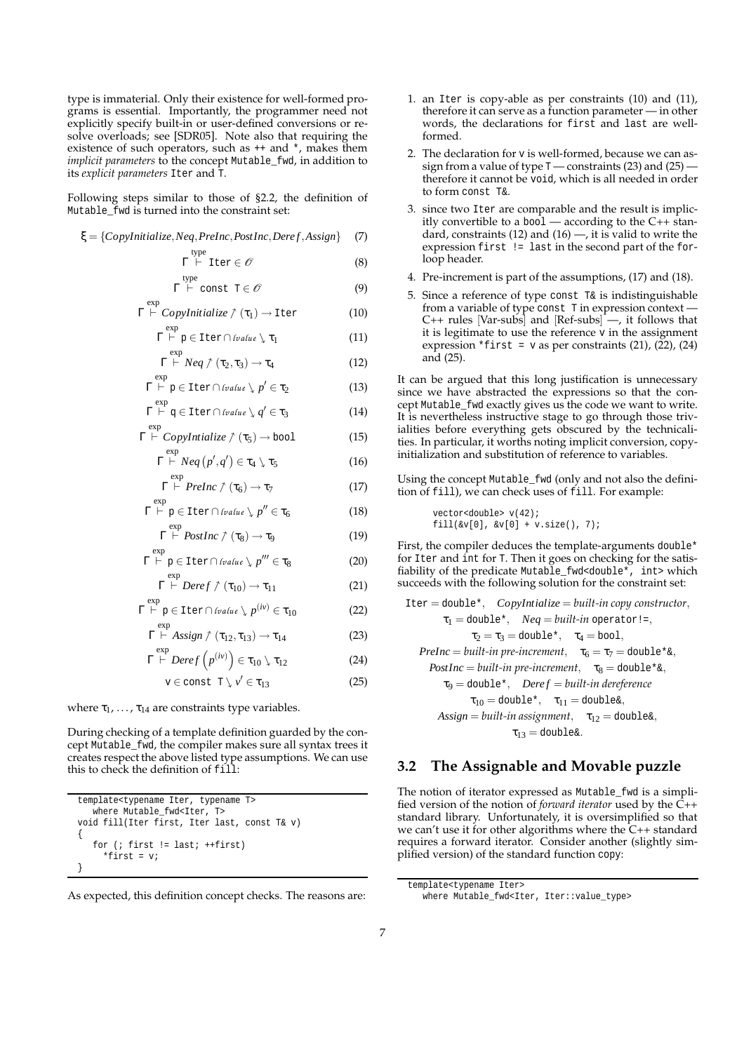type is immaterial. Only their existence for well-formed programs is essential. Importantly, the programmer need not explicitly specify built-in or user-defined conversions or resolve overloads; see [SDR05]. Note also that requiring the existence of such operators, such as `++` and `*`, makes them *implicit parameters* to the concept `Mutable_fwd`, in addition to its *explicit parameters* `Iter` and `T`.

Following steps similar to those of §2.2, the definition of `Mutable_fwd` is turned into the constraint set:

$$\xi = \{CopyInitialize, Neq, PreInc, PostInc, Deref, Assign\} \tag{7}$$

$$\Gamma \overset{\text{type}}{\vdash} \texttt{Iter} \in \mathscr{O} \tag{8}$$

$$\Gamma \overset{\text{type}}{\vdash} \texttt{const T} \in \mathscr{O} \tag{9}$$

$$\Gamma \overset{\text{exp}}{\vdash} CopyInitialize \nearrow (\tau_1) \to \texttt{Iter} \tag{10}$$

$$\Gamma \overset{\text{exp}}{\vdash} \texttt{p} \in \texttt{Iter} \cap lvalue \searrow \tau_1 \tag{11}$$

$$\Gamma \overset{\text{exp}}{\vdash} Neq \nearrow (\tau_2, \tau_3) \to \tau_4 \tag{12}$$

$$\Gamma \overset{\text{exp}}{\vdash} \texttt{p} \in \texttt{Iter} \cap lvalue \searrow p' \in \tau_2 \tag{13}$$

$$\Gamma \overset{\text{exp}}{\vdash} \texttt{q} \in \texttt{Iter} \cap lvalue \searrow q' \in \tau_3 \tag{14}$$

$$\Gamma \overset{\text{exp}}{\vdash} CopyIntialize \nearrow (\tau_5) \to \texttt{bool} \tag{15}$$

$$\Gamma \overset{\text{exp}}{\vdash} Neq\,(p', q') \in \tau_4 \searrow \tau_5 \tag{16}$$

$$\Gamma \overset{\text{exp}}{\vdash} PreInc \nearrow (\tau_6) \to \tau_7 \tag{17}$$

$$\Gamma \overset{\text{exp}}{\vdash} \texttt{p} \in \texttt{Iter} \cap lvalue \searrow p'' \in \tau_6 \tag{18}$$

$$\Gamma \overset{\text{exp}}{\vdash} PostInc \nearrow (\tau_8) \to \tau_9 \tag{19}$$

$$\Gamma \overset{\text{exp}}{\vdash} \texttt{p} \in \texttt{Iter} \cap lvalue \searrow p''' \in \tau_8 \tag{20}$$

$$\Gamma \overset{\text{exp}}{\vdash} Deref \nearrow (\tau_{10}) \to \tau_{11} \tag{21}$$

$$\Gamma \overset{\text{exp}}{\vdash} \texttt{p} \in \texttt{Iter} \cap lvalue \searrow p^{(iv)} \in \tau_{10} \tag{22}$$

$$\Gamma \overset{\text{exp}}{\vdash} Assign \nearrow (\tau_{12}, \tau_{13}) \to \tau_{14} \tag{23}$$

$$\Gamma \overset{\text{exp}}{\vdash} Deref\left(p^{(iv)}\right) \in \tau_{10} \searrow \tau_{12} \tag{24}$$

$$\texttt{v} \in \texttt{const T} \searrow v' \in \tau_{13} \tag{25}$$

where $\tau_1, \ldots, \tau_{14}$ are constraints type variables.

During checking of a template definition guarded by the concept `Mutable_fwd`, the compiler makes sure all syntax trees it creates respect the above listed type assumptions. We can use this to check the definition of `fill`:

```
template<typename Iter, typename T>
   where Mutable_fwd<Iter, T>
void fill(Iter first, Iter last, const T& v)
{
   for (; first != last; ++first)
     *first = v;
}
```

As expected, this definition concept checks. The reasons are:

1. an `Iter` is copy-able as per constraints (10) and (11), therefore it can serve as a function parameter — in other words, the declarations for `first` and `last` are well-formed.
2. The declaration for `v` is well-formed, because we can assign from a value of type `T` — constraints (23) and (25) — therefore it cannot be `void`, which is all needed in order to form `const T&`.
3. since two `Iter` are comparable and the result is implicitly convertible to a `bool` — according to the C++ standard, constraints (12) and (16) —, it is valid to write the expression `first != last` in the second part of the for-loop header.
4. Pre-increment is part of the assumptions, (17) and (18).
5. Since a reference of type `const T&` is indistinguishable from a variable of type `const T` in expression context — C++ rules [Var-subs] and [Ref-subs] —, it follows that it is legitimate to use the reference `v` in the assignment expression `*first = v` as per constraints (21), (22), (24) and (25).

It can be argued that this long justification is unnecessary since we have abstracted the expressions so that the concept `Mutable_fwd` exactly gives us the code we want to write. It is nevertheless instructive stage to go through those trivialities before everything gets obscured by the technicalities. In particular, it worths noting implicit conversion, copy-initialization and substitution of reference to variables.

Using the concept `Mutable_fwd` (only and not also the definition of `fill`), we can check uses of `fill`. For example:

```
vector<double> v(42);
fill(&v[0], &v[0] + v.size(), 7);
```

First, the compiler deduces the template-arguments `double*` for `Iter` and `int` for `T`. Then it goes on checking for the satisfiability of the predicate `Mutable_fwd<double*, int>` which succeeds with the following solution for the constraint set:

$$\texttt{Iter} = \texttt{double*}, \quad CopyIntialize = \textit{built-in copy constructor},$$
$$\tau_1 = \texttt{double*}, \quad Neq = \textit{built-in } \texttt{operator!=},$$
$$\tau_2 = \tau_3 = \texttt{double*}, \quad \tau_4 = \texttt{bool},$$
$$PreInc = \textit{built-in pre-increment}, \quad \tau_6 = \tau_7 = \texttt{double*\&},$$
$$PostInc = \textit{built-in pre-increment}, \quad \tau_8 = \texttt{double*\&},$$
$$\tau_9 = \texttt{double*}, \quad Deref = \textit{built-in dereference}$$
$$\tau_{10} = \texttt{double*}, \quad \tau_{11} = \texttt{double\&},$$
$$Assign = \textit{built-in assignment}, \quad \tau_{12} = \texttt{double\&},$$
$$\tau_{13} = \texttt{double\&}.$$

## 3.2 The Assignable and Movable puzzle

The notion of iterator expressed as `Mutable_fwd` is a simplified version of the notion of *forward iterator* used by the C++ standard library. Unfortunately, it is oversimplified so that we can't use it for other algorithms where the C++ standard requires a forward iterator. Consider another (slightly simplified version) of the standard function `copy`:

```
template<typename Iter>
   where Mutable_fwd<Iter, Iter::value_type>
```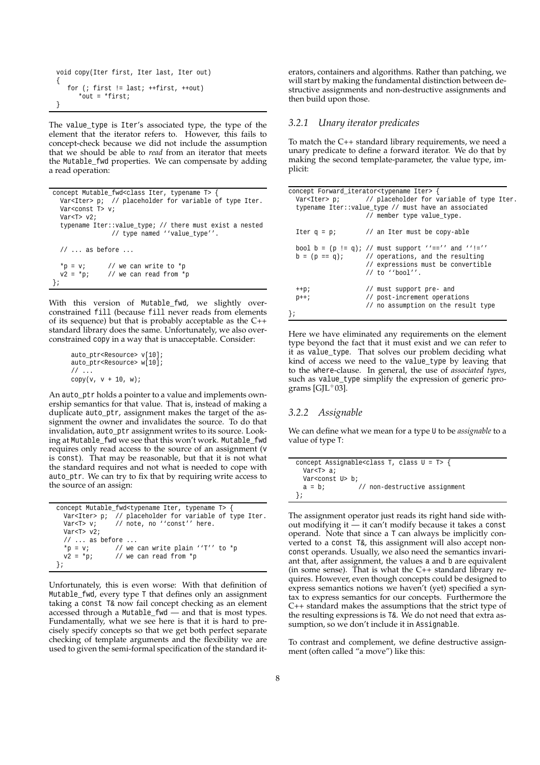```
void copy(Iter first, Iter last, Iter out)
{
   for (; first != last; ++first, ++out)
      *out = *first;
}
```

The value_type is Iter's associated type, the type of the element that the iterator refers to. However, this fails to concept-check because we did not include the assumption that we should be able to *read* from an iterator that meets the Mutable_fwd properties. We can compensate by adding a read operation:

```
concept Mutable_fwd<class Iter, typename T> {
  Var<Iter> p;  // placeholder for variable of type Iter.
  Var<const T> v;
  Var<T> v2;
  typename Iter::value_type; // there must exist a nested
                // type named ''value_type''.

  // ... as before ...

  *p = v;       // we can write to *p
  v2 = *p;      // we can read from *p
};
```

With this version of Mutable_fwd, we slightly overconstrained fill (because fill never reads from elements of its sequence) but that is probably acceptable as the C++ standard library does the same. Unfortunately, we also overconstrained copy in a way that is unacceptable. Consider:

```
auto_ptr<Resource> v[10];
auto_ptr<Resource> w[10];
// ...
copy(v, v + 10, w);
```

An auto_ptr holds a pointer to a value and implements ownership semantics for that value. That is, instead of making a duplicate auto_ptr, assignment makes the target of the assignment the owner and invalidates the source. To do that invalidation, auto_ptr assignment writes to its source. Looking at Mutable_fwd we see that this won't work. Mutable_fwd requires only read access to the source of an assignment (v is const). That may be reasonable, but that it is not what the standard requires and not what is needed to cope with auto_ptr. We can try to fix that by requiring write access to the source of an assign:

```
concept Mutable_fwd<typename Iter, typename T> {
  Var<Iter> p;  // placeholder for variable of type Iter.
  Var<T> v;     // note, no ''const'' here.
  Var<T> v2;
  // ... as before ...
  *p = v;       // we can write plain ''T'' to *p
  v2 = *p;      // we can read from *p
};
```

Unfortunately, this is even worse: With that definition of Mutable_fwd, every type T that defines only an assignment taking a const T& now fail concept checking as an element accessed through a Mutable_fwd — and that is most types. Fundamentally, what we see here is that it is hard to precisely specify concepts so that we get both perfect separate checking of template arguments and the flexibility we are used to given the semi-formal specification of the standard iterators, containers and algorithms. Rather than patching, we will start by making the fundamental distinction between destructive assignments and non-destructive assignments and then build upon those.

### 3.2.1 Unary iterator predicates

To match the C++ standard library requirements, we need a unary predicate to define a forward iterator. We do that by making the second template-parameter, the value type, implicit:

```
concept Forward_iterator<typename Iter> {
  Var<Iter> p;      // placeholder for variable of type Iter.
  typename Iter::value_type // must have an associated
                    // member type value_type.

  Iter q = p;       // an Iter must be copy-able

  bool b = (p != q); // must support ''=='' and ''!=''
  b = (p == q);     // operations, and the resulting
                    // expressions must be convertible
                    // to ''bool''.

  ++p;              // must support pre- and
  p++;              // post-increment operations
                    // no assumption on the result type
};
```

Here we have eliminated any requirements on the element type beyond the fact that it must exist and we can refer to it as value_type. That solves our problem deciding what kind of access we need to the value_type by leaving that to the where-clause. In general, the use of *associated types*, such as value_type simplify the expression of generic programs [GJL+03].

### 3.2.2 Assignable

We can define what we mean for a type U to be *assignable* to a value of type T:

```
concept Assignable<class T, class U = T> {
  Var<T> a;
  Var<const U> b;
  a = b;        // non-destructive assignment
};
```

The assignment operator just reads its right hand side without modifying it — it can't modify because it takes a const operand. Note that since a T can always be implicitly converted to a const T&, this assignment will also accept non-const operands. Usually, we also need the semantics invariant that, after assignment, the values a and b are equivalent (in some sense). That is what the C++ standard library requires. However, even though concepts could be designed to express semantics notions we haven't (yet) specified a syntax to express semantics for our concepts. Furthermore the C++ standard makes the assumptions that the strict type of the resulting expressions is T&. We do not need that extra assumption, so we don't include it in Assignable.

To contrast and complement, we define destructive assignment (often called "a move") like this: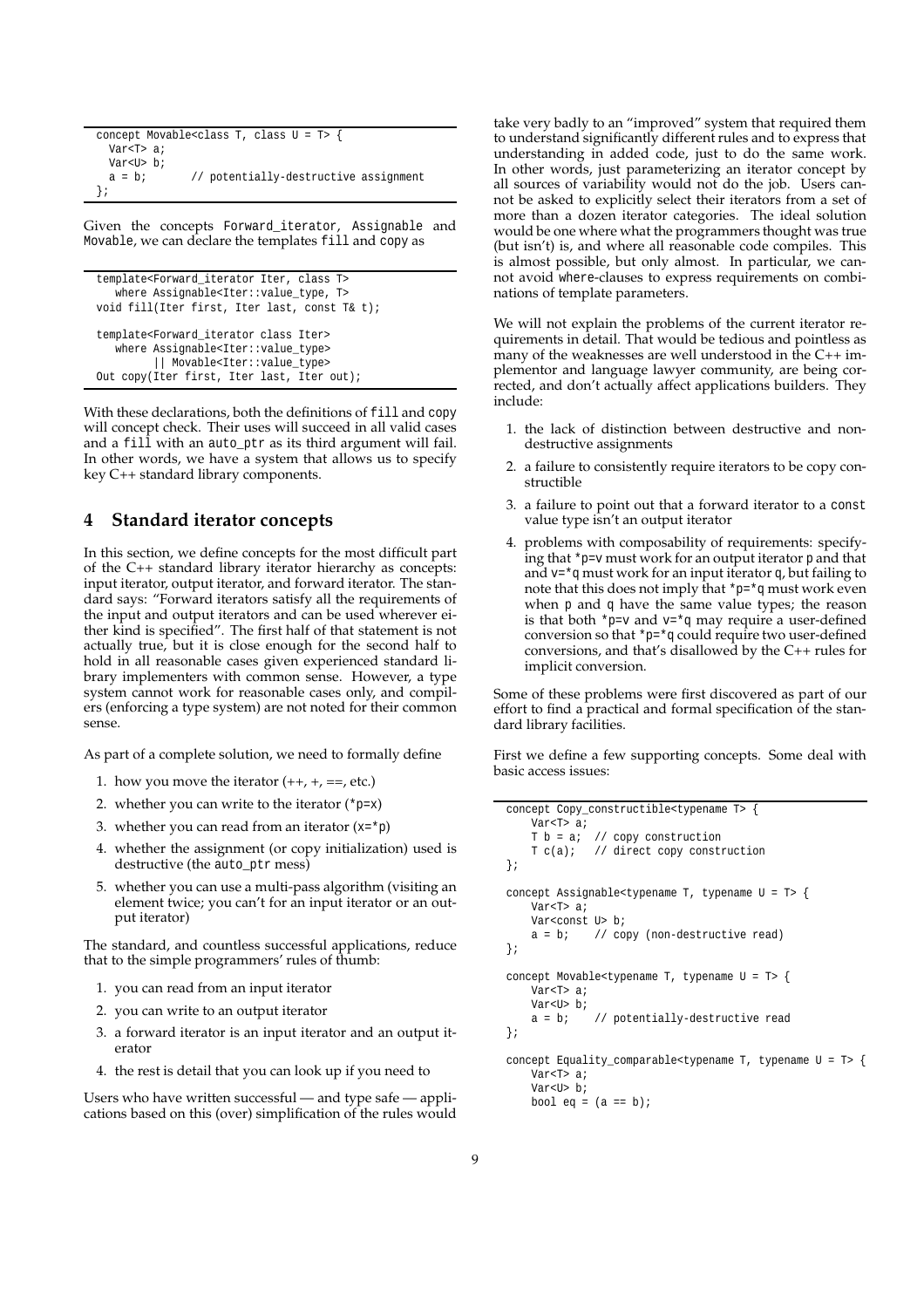```
concept Movable<class T, class U = T> {
  Var<T> a;
  Var<U> b;
  a = b;      // potentially-destructive assignment
};
```

Given the concepts `Forward_iterator`, `Assignable` and `Movable`, we can declare the templates `fill` and `copy` as

```
template<Forward_iterator Iter, class T>
   where Assignable<Iter::value_type, T>
void fill(Iter first, Iter last, const T& t);

template<Forward_iterator class Iter>
   where Assignable<Iter::value_type>
        || Movable<Iter::value_type>
Out copy(Iter first, Iter last, Iter out);
```

With these declarations, both the definitions of `fill` and `copy` will concept check. Their uses will succeed in all valid cases and a `fill` with an `auto_ptr` as its third argument will fail. In other words, we have a system that allows us to specify key C++ standard library components.

## 4 Standard iterator concepts

In this section, we define concepts for the most difficult part of the C++ standard library iterator hierarchy as concepts: input iterator, output iterator, and forward iterator. The standard says: "Forward iterators satisfy all the requirements of the input and output iterators and can be used wherever either kind is specified". The first half of that statement is not actually true, but it is close enough for the second half to hold in all reasonable cases given experienced standard library implementers with common sense. However, a type system cannot work for reasonable cases only, and compilers (enforcing a type system) are not noted for their common sense.

As part of a complete solution, we need to formally define

1. how you move the iterator (++, +, ==, etc.)
2. whether you can write to the iterator (`*p=x`)
3. whether you can read from an iterator (`x=*p`)
4. whether the assignment (or copy initialization) used is destructive (the `auto_ptr` mess)
5. whether you can use a multi-pass algorithm (visiting an element twice; you can't for an input iterator or an output iterator)

The standard, and countless successful applications, reduce that to the simple programmers' rules of thumb:

1. you can read from an input iterator
2. you can write to an output iterator
3. a forward iterator is an input iterator and an output iterator
4. the rest is detail that you can look up if you need to

Users who have written successful — and type safe — applications based on this (over) simplification of the rules would take very badly to an "improved" system that required them to understand significantly different rules and to express that understanding in added code, just to do the same work. In other words, just parameterizing an iterator concept by all sources of variability would not do the job. Users cannot be asked to explicitly select their iterators from a set of more than a dozen iterator categories. The ideal solution would be one where what the programmers thought was true (but isn't) is, and where all reasonable code compiles. This is almost possible, but only almost. In particular, we cannot avoid `where`-clauses to express requirements on combinations of template parameters.

We will not explain the problems of the current iterator requirements in detail. That would be tedious and pointless as many of the weaknesses are well understood in the C++ implementor and language lawyer community, are being corrected, and don't actually affect applications builders. They include:

1. the lack of distinction between destructive and non-destructive assignments
2. a failure to consistently require iterators to be copy constructible
3. a failure to point out that a forward iterator to a `const` value type isn't an output iterator
4. problems with composability of requirements: specifying that `*p=v` must work for an output iterator `p` and that and `v=*q` must work for an input iterator `q`, but failing to note that this does not imply that `*p=*q` must work even when `p` and `q` have the same value types; the reason is that both `*p=v` and `v=*q` may require a user-defined conversion so that `*p=*q` could require two user-defined conversions, and that's disallowed by the C++ rules for implicit conversion.

Some of these problems were first discovered as part of our effort to find a practical and formal specification of the standard library facilities.

First we define a few supporting concepts. Some deal with basic access issues:

```
concept Copy_constructible<typename T> {
    Var<T> a;
    T b = a;  // copy construction
    T c(a);   // direct copy construction
};

concept Assignable<typename T, typename U = T> {
    Var<T> a;
    Var<const U> b;
    a = b;    // copy (non-destructive read)
};

concept Movable<typename T, typename U = T> {
    Var<T> a;
    Var<U> b;
    a = b;    // potentially-destructive read
};

concept Equality_comparable<typename T, typename U = T> {
    Var<T> a;
    Var<U> b;
    bool eq = (a == b);
```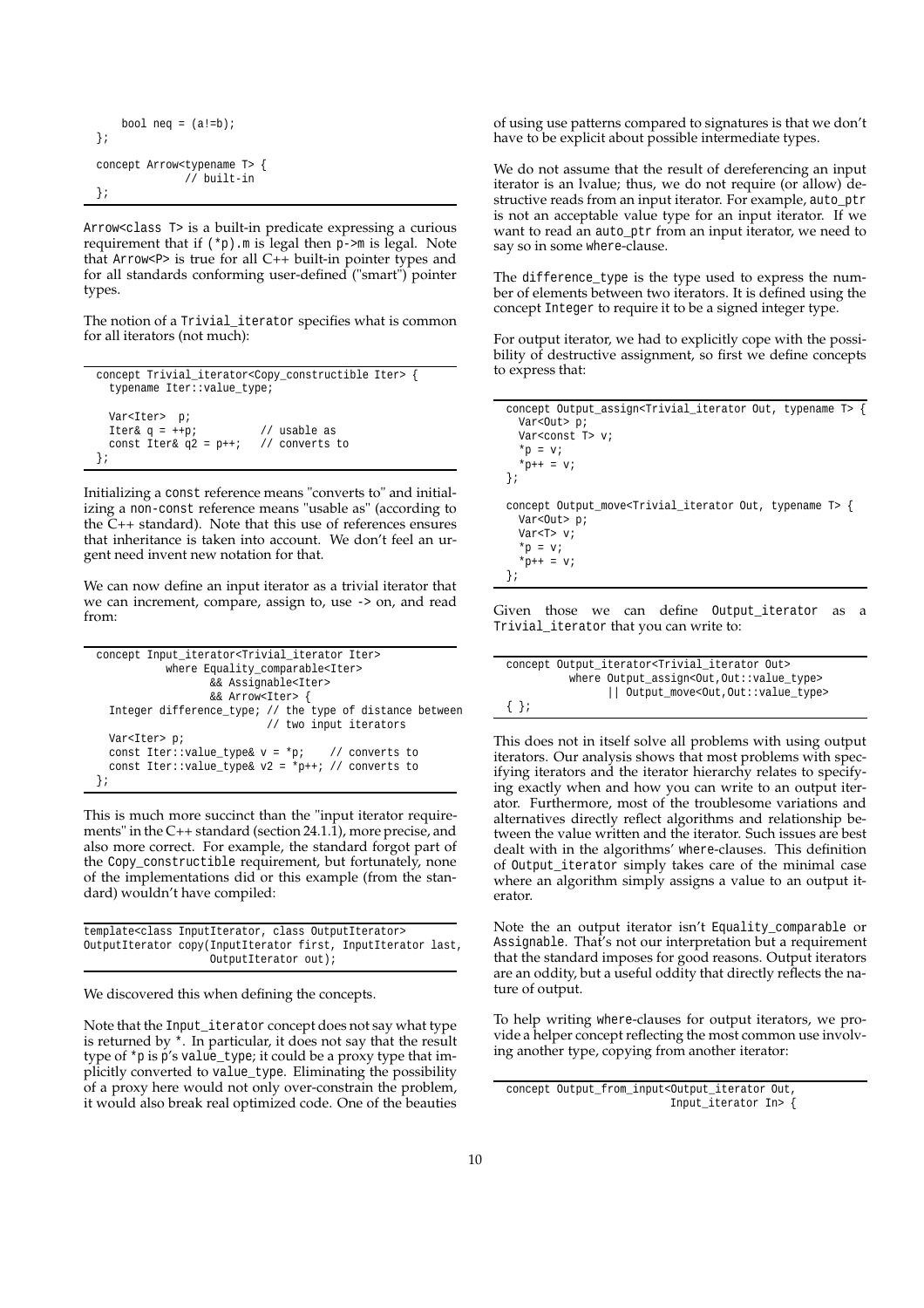```
    bool neq = (a!=b);
};

concept Arrow<typename T> {
            // built-in
};
```

Arrow<class T> is a built-in predicate expressing a curious requirement that if (*p).m is legal then p->m is legal. Note that Arrow<P> is true for all C++ built-in pointer types and for all standards conforming user-defined ("smart") pointer types.

The notion of a Trivial_iterator specifies what is common for all iterators (not much):

```
concept Trivial_iterator<Copy_constructible Iter> {
  typename Iter::value_type;

  Var<Iter>  p;
  Iter& q = ++p;           // usable as
  const Iter& q2 = p++;   // converts to
};
```

Initializing a const reference means "converts to" and initializing a non-const reference means "usable as" (according to the C++ standard). Note that this use of references ensures that inheritance is taken into account. We don't feel an urgent need invent new notation for that.

We can now define an input iterator as a trivial iterator that we can increment, compare, assign to, use -> on, and read from:

```
concept Input_iterator<Trivial_iterator Iter>
          where Equality_comparable<Iter>
                && Assignable<Iter>
                && Arrow<Iter> {
  Integer difference_type; // the type of distance between
                           // two input iterators
  Var<Iter> p;
  const Iter::value_type& v = *p;    // converts to
  const Iter::value_type& v2 = *p++; // converts to
};
```

This is much more succinct than the "input iterator requirements" in the C++ standard (section 24.1.1), more precise, and also more correct. For example, the standard forgot part of the Copy_constructible requirement, but fortunately, none of the implementations did or this example (from the standard) wouldn't have compiled:

```
template<class InputIterator, class OutputIterator>
OutputIterator copy(InputIterator first, InputIterator last,
                    OutputIterator out);
```

We discovered this when defining the concepts.

Note that the Input_iterator concept does not say what type is returned by *. In particular, it does not say that the result type of *p is p's value_type; it could be a proxy type that implicitly converted to value_type. Eliminating the possibility of a proxy here would not only over-constrain the problem, it would also break real optimized code. One of the beauties of using use patterns compared to signatures is that we don't have to be explicit about possible intermediate types.

We do not assume that the result of dereferencing an input iterator is an lvalue; thus, we do not require (or allow) destructive reads from an input iterator. For example, auto_ptr is not an acceptable value type for an input iterator. If we want to read an auto_ptr from an input iterator, we need to say so in some where-clause.

The difference_type is the type used to express the number of elements between two iterators. It is defined using the concept Integer to require it to be a signed integer type.

For output iterator, we had to explicitly cope with the possibility of destructive assignment, so first we define concepts to express that:

```
concept Output_assign<Trivial_iterator Out, typename T> {
  Var<Out> p;
  Var<const T> v;
  *p = v;
  *p++ = v;
};

concept Output_move<Trivial_iterator Out, typename T> {
  Var<Out> p;
  Var<T> v;
  *p = v;
  *p++ = v;
};
```

Given those we can define Output_iterator as a Trivial_iterator that you can write to:

```
concept Output_iterator<Trivial_iterator Out>
        where Output_assign<Out,Out::value_type>
              || Output_move<Out,Out::value_type>
{ };
```

This does not in itself solve all problems with using output iterators. Our analysis shows that most problems with specifying iterators and the iterator hierarchy relates to specifying exactly when and how you can write to an output iterator. Furthermore, most of the troublesome variations and alternatives directly reflect algorithms and relationship between the value written and the iterator. Such issues are best dealt with in the algorithms' where-clauses. This definition of Output_iterator simply takes care of the minimal case where an algorithm simply assigns a value to an output iterator.

Note the an output iterator isn't Equality_comparable or Assignable. That's not our interpretation but a requirement that the standard imposes for good reasons. Output iterators are an oddity, but a useful oddity that directly reflects the nature of output.

To help writing where-clauses for output iterators, we provide a helper concept reflecting the most common use involving another type, copying from another iterator:

```
concept Output_from_input<Output_iterator Out,
                          Input_iterator In> {
```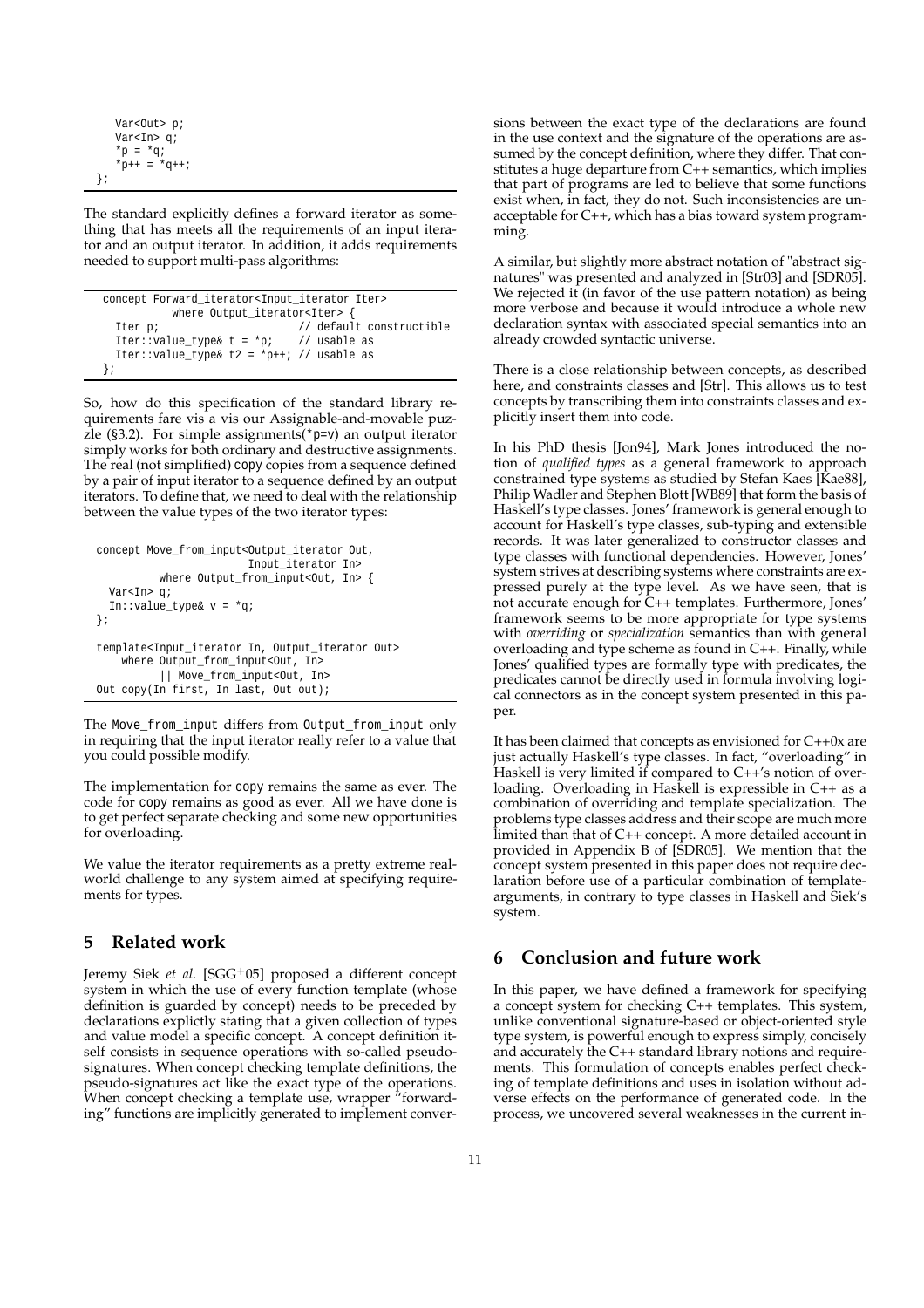```
    Var<Out> p;
    Var<In> q;
    *p = *q;
    *p++ = *q++;
};
```

The standard explicitly defines a forward iterator as something that has meets all the requirements of an input iterator and an output iterator. In addition, it adds requirements needed to support multi-pass algorithms:

```
concept Forward_iterator<Input_iterator Iter>
        where Output_iterator<Iter> {
  Iter p;                      // default constructible
  Iter::value_type& t = *p;    // usable as
  Iter::value_type& t2 = *p++; // usable as
};
```

So, how do this specification of the standard library requirements fare vis a vis our Assignable-and-movable puzzle (§3.2). For simple assignments(`*p=v`) an output iterator simply works for both ordinary and destructive assignments. The real (not simplified) `copy` copies from a sequence defined by a pair of input iterator to a sequence defined by an output iterators. To define that, we need to deal with the relationship between the value types of the two iterator types:

```
concept Move_from_input<Output_iterator Out,
                        Input_iterator In>
        where Output_from_input<Out, In> {
  Var<In> q;
  In::value_type& v = *q;
};

template<Input_iterator In, Output_iterator Out>
    where Output_from_input<Out, In>
        || Move_from_input<Out, In>
Out copy(In first, In last, Out out);
```

The `Move_from_input` differs from `Output_from_input` only in requiring that the input iterator really refer to a value that you could possible modify.

The implementation for `copy` remains the same as ever. The code for `copy` remains as good as ever. All we have done is to get perfect separate checking and some new opportunities for overloading.

We value the iterator requirements as a pretty extreme real-world challenge to any system aimed at specifying requirements for types.

## 5 Related work

Jeremy Siek *et al.* [SGG+05] proposed a different concept system in which the use of every function template (whose definition is guarded by concept) needs to be preceded by declarations explictly stating that a given collection of types and value model a specific concept. A concept definition itself consists in sequence operations with so-called pseudo-signatures. When concept checking template definitions, the pseudo-signatures act like the exact type of the operations. When concept checking a template use, wrapper "forwarding" functions are implicitly generated to implement conversions between the exact type of the declarations are found in the use context and the signature of the operations are assumed by the concept definition, where they differ. That constitutes a huge departure from C++ semantics, which implies that part of programs are led to believe that some functions exist when, in fact, they do not. Such inconsistencies are unacceptable for C++, which has a bias toward system programming.

A similar, but slightly more abstract notation of "abstract signatures" was presented and analyzed in [Str03] and [SDR05]. We rejected it (in favor of the use pattern notation) as being more verbose and because it would introduce a whole new declaration syntax with associated special semantics into an already crowded syntactic universe.

There is a close relationship between concepts, as described here, and constraints classes and [Str]. This allows us to test concepts by transcribing them into constraints classes and explicitly insert them into code.

In his PhD thesis [Jon94], Mark Jones introduced the notion of *qualified types* as a general framework to approach constrained type systems as studied by Stefan Kaes [Kae88], Philip Wadler and Stephen Blott [WB89] that form the basis of Haskell's type classes. Jones' framework is general enough to account for Haskell's type classes, sub-typing and extensible records. It was later generalized to constructor classes and type classes with functional dependencies. However, Jones' system strives at describing systems where constraints are expressed purely at the type level. As we have seen, that is not accurate enough for C++ templates. Furthermore, Jones' framework seems to be more appropriate for type systems with *overriding* or *specialization* semantics than with general overloading and type scheme as found in C++. Finally, while Jones' qualified types are formally type with predicates, the predicates cannot be directly used in formula involving logical connectors as in the concept system presented in this paper.

It has been claimed that concepts as envisioned for C++0x are just actually Haskell's type classes. In fact, "overloading" in Haskell is very limited if compared to C++'s notion of overloading. Overloading in Haskell is expressible in C++ as a combination of overriding and template specialization. The problems type classes address and their scope are much more limited than that of C++ concept. A more detailed account in provided in Appendix B of [SDR05]. We mention that the concept system presented in this paper does not require declaration before use of a particular combination of template-arguments, in contrary to type classes in Haskell and Siek's system.

## 6 Conclusion and future work

In this paper, we have defined a framework for specifying a concept system for checking C++ templates. This system, unlike conventional signature-based or object-oriented style type system, is powerful enough to express simply, concisely and accurately the C++ standard library notions and requirements. This formulation of concepts enables perfect checking of template definitions and uses in isolation without adverse effects on the performance of generated code. In the process, we uncovered several weaknesses in the current in-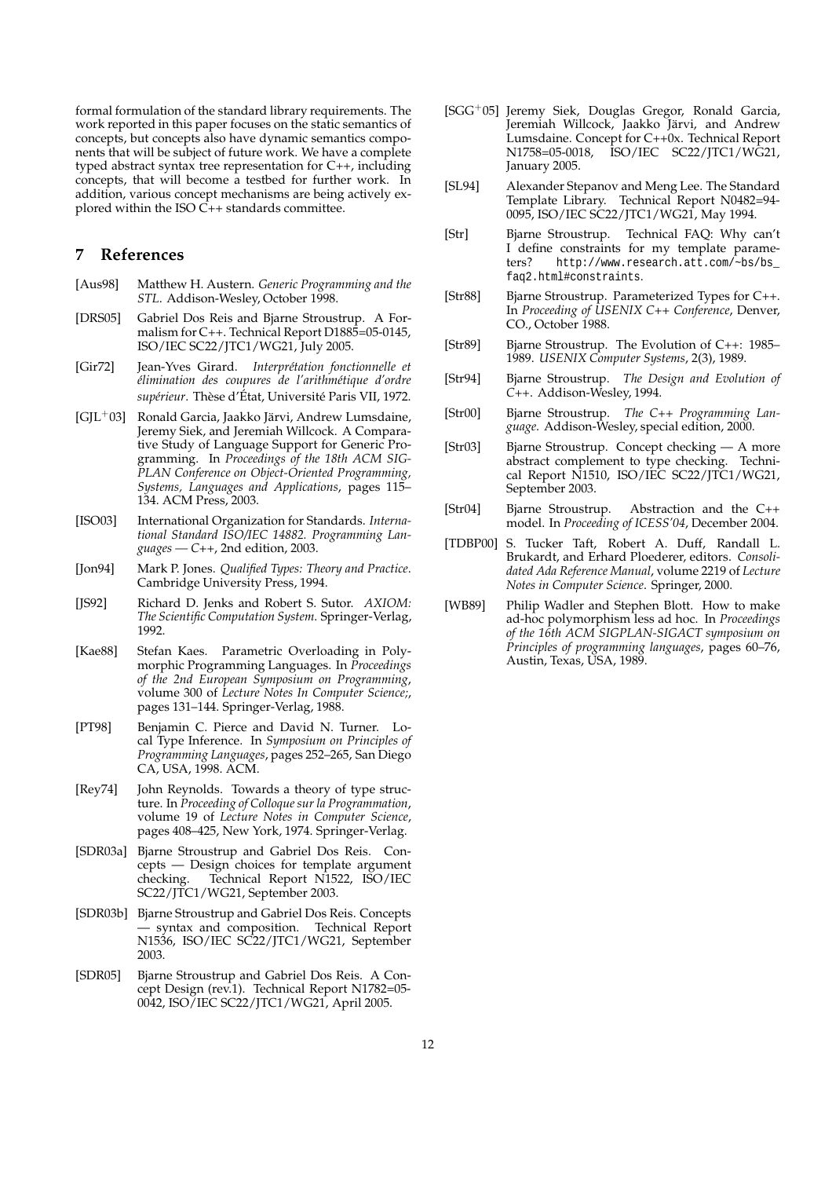formal formulation of the standard library requirements. The work reported in this paper focuses on the static semantics of concepts, but concepts also have dynamic semantics components that will be subject of future work. We have a complete typed abstract syntax tree representation for C++, including concepts, that will become a testbed for further work. In addition, various concept mechanisms are being actively explored within the ISO C++ standards committee.

## 7 References

[Aus98] Matthew H. Austern. *Generic Programming and the STL*. Addison-Wesley, October 1998.

[DRS05] Gabriel Dos Reis and Bjarne Stroustrup. A Formalism for C++. Technical Report D1885=05-0145, ISO/IEC SC22/JTC1/WG21, July 2005.

[Gir72] Jean-Yves Girard. *Interprétation fonctionnelle et élimination des coupures de l'arithmétique d'ordre supérieur*. Thèse d'État, Université Paris VII, 1972.

[GJL+03] Ronald Garcia, Jaakko Järvi, Andrew Lumsdaine, Jeremy Siek, and Jeremiah Willcock. A Comparative Study of Language Support for Generic Programming. In *Proceedings of the 18th ACM SIGPLAN Conference on Object-Oriented Programming, Systems, Languages and Applications*, pages 115–134. ACM Press, 2003.

[ISO03] International Organization for Standards. *International Standard ISO/IEC 14882. Programming Languages — C++*, 2nd edition, 2003.

[Jon94] Mark P. Jones. *Qualified Types: Theory and Practice*. Cambridge University Press, 1994.

[JS92] Richard D. Jenks and Robert S. Sutor. *AXIOM: The Scientific Computation System*. Springer-Verlag, 1992.

[Kae88] Stefan Kaes. Parametric Overloading in Polymorphic Programming Languages. In *Proceedings of the 2nd European Symposium on Programming*, volume 300 of *Lecture Notes In Computer Science;*, pages 131–144. Springer-Verlag, 1988.

[PT98] Benjamin C. Pierce and David N. Turner. Local Type Inference. In *Symposium on Principles of Programming Languages*, pages 252–265, San Diego CA, USA, 1998. ACM.

[Rey74] John Reynolds. Towards a theory of type structure. In *Proceeding of Colloque sur la Programmation*, volume 19 of *Lecture Notes in Computer Science*, pages 408–425, New York, 1974. Springer-Verlag.

[SDR03a] Bjarne Stroustrup and Gabriel Dos Reis. Concepts — Design choices for template argument checking. Technical Report N1522, ISO/IEC SC22/JTC1/WG21, September 2003.

[SDR03b] Bjarne Stroustrup and Gabriel Dos Reis. Concepts — syntax and composition. Technical Report N1536, ISO/IEC SC22/JTC1/WG21, September 2003.

[SDR05] Bjarne Stroustrup and Gabriel Dos Reis. A Concept Design (rev.1). Technical Report N1782=05-0042, ISO/IEC SC22/JTC1/WG21, April 2005.

[SGG+05] Jeremy Siek, Douglas Gregor, Ronald Garcia, Jeremiah Willcock, Jaakko Järvi, and Andrew Lumsdaine. Concept for C++0x. Technical Report N1758=05-0018, ISO/IEC SC22/JTC1/WG21, January 2005.

[SL94] Alexander Stepanov and Meng Lee. The Standard Template Library. Technical Report N0482=94-0095, ISO/IEC SC22/JTC1/WG21, May 1994.

[Str] Bjarne Stroustrup. Technical FAQ: Why can't I define constraints for my template parameters? `http://www.research.att.com/~bs/bs_faq2.html#constraints`.

[Str88] Bjarne Stroustrup. Parameterized Types for C++. In *Proceeding of USENIX C++ Conference*, Denver, CO., October 1988.

[Str89] Bjarne Stroustrup. The Evolution of C++: 1985–1989. *USENIX Computer Systems*, 2(3), 1989.

[Str94] Bjarne Stroustrup. *The Design and Evolution of C++*. Addison-Wesley, 1994.

[Str00] Bjarne Stroustrup. *The C++ Programming Language*. Addison-Wesley, special edition, 2000.

[Str03] Bjarne Stroustrup. Concept checking — A more abstract complement to type checking. Technical Report N1510, ISO/IEC SC22/JTC1/WG21, September 2003.

[Str04] Bjarne Stroustrup. Abstraction and the C++ model. In *Proceeding of ICESS'04*, December 2004.

[TDBP00] S. Tucker Taft, Robert A. Duff, Randall L. Brukardt, and Erhard Ploederer, editors. *Consolidated Ada Reference Manual*, volume 2219 of *Lecture Notes in Computer Science*. Springer, 2000.

[WB89] Philip Wadler and Stephen Blott. How to make ad-hoc polymorphism less ad hoc. In *Proceedings of the 16th ACM SIGPLAN-SIGACT symposium on Principles of programming languages*, pages 60–76, Austin, Texas, USA, 1989.